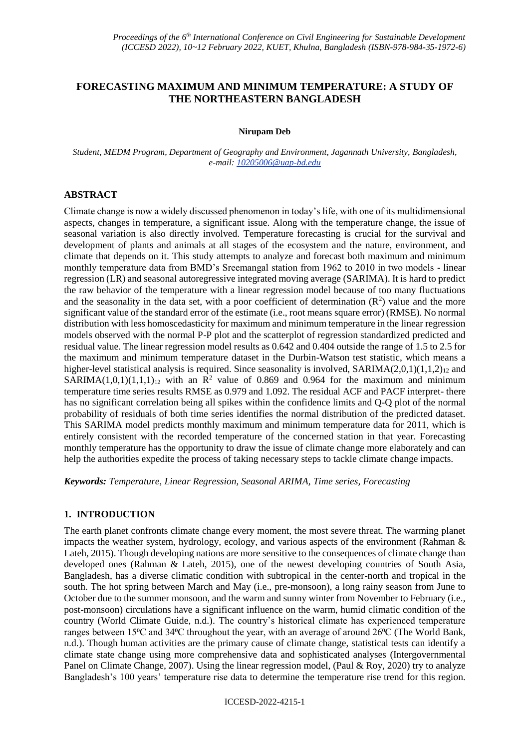# FORECASTING MAXIMUM AND MINIMUM TEMPERATURE: A STUDY OF THE NORTHEASTERN BANGLADESH

**Nirupam Deb**

*Student, MEDM Program, Department of Geography and Environment, Jagannath University, Bangladesh, e-mail: 10205006@uap-bd.edu*

## ABSTRACT

Climate change is now a widely discussed phenomenon in today's life, with one of its multidimensional aspects, changes in temperature, a significant issue. Along with the temperature change, the issue of seasonal variation is also directly involved. Temperature forecasting is crucial for the survival and development of plants and animals at all stages of the ecosystem and the nature, environment, and climate that depends on it. This study attempts to analyze and forecast both maximum and minimum monthly temperature data from BMD's Sreemangal station from 1962 to 2010 in two models - linear regression (LR) and seasonal autoregressive integrated moving average (SARIMA). It is hard to predict the raw behavior of the temperature with a linear regression model because of too many fluctuations and the seasonality in the data set, with a poor coefficient of determination ($R^2$) value and the more significant value of the standard error of the estimate (i.e., root means square error) (RMSE). No normal distribution with less homoscedasticity for maximum and minimum temperature in the linear regression models observed with the normal P-P plot and the scatterplot of regression standardized predicted and residual value. The linear regression model results as 0.642 and 0.404 outside the range of 1.5 to 2.5 for the maximum and minimum temperature dataset in the Durbin-Watson test statistic, which means a higher-level statistical analysis is required. Since seasonality is involved, $SARIMA(2,0,1)(1,1,2)_{12}$ and $SARIMA(1,0,1)(1,1,1)_{12}$ with an $R^2$ value of 0.869 and 0.964 for the maximum and minimum temperature time series results RMSE as 0.979 and 1.092. The residual ACF and PACF interpret- there has no significant correlation being all spikes within the confidence limits and Q-Q plot of the normal probability of residuals of both time series identifies the normal distribution of the predicted dataset. This SARIMA model predicts monthly maximum and minimum temperature data for 2011, which is entirely consistent with the recorded temperature of the concerned station in that year. Forecasting monthly temperature has the opportunity to draw the issue of climate change more elaborately and can help the authorities expedite the process of taking necessary steps to tackle climate change impacts.

***Keywords:*** *Temperature, Linear Regression, Seasonal ARIMA, Time series, Forecasting*

## 1. INTRODUCTION

The earth planet confronts climate change every moment, the most severe threat. The warming planet impacts the weather system, hydrology, ecology, and various aspects of the environment (Rahman & Lateh, 2015). Though developing nations are more sensitive to the consequences of climate change than developed ones (Rahman & Lateh, 2015), one of the newest developing countries of South Asia, Bangladesh, has a diverse climatic condition with subtropical in the center-north and tropical in the south. The hot spring between March and May (i.e., pre-monsoon), a long rainy season from June to October due to the summer monsoon, and the warm and sunny winter from November to February (i.e., post-monsoon) circulations have a significant influence on the warm, humid climatic condition of the country (World Climate Guide, n.d.). The country's historical climate has experienced temperature ranges between 15ºC and 34ºC throughout the year, with an average of around 26ºC (The World Bank, n.d.). Though human activities are the primary cause of climate change, statistical tests can identify a climate state change using more comprehensive data and sophisticated analyses (Intergovernmental Panel on Climate Change, 2007). Using the linear regression model, (Paul & Roy, 2020) try to analyze Bangladesh's 100 years' temperature rise data to determine the temperature rise trend for this region.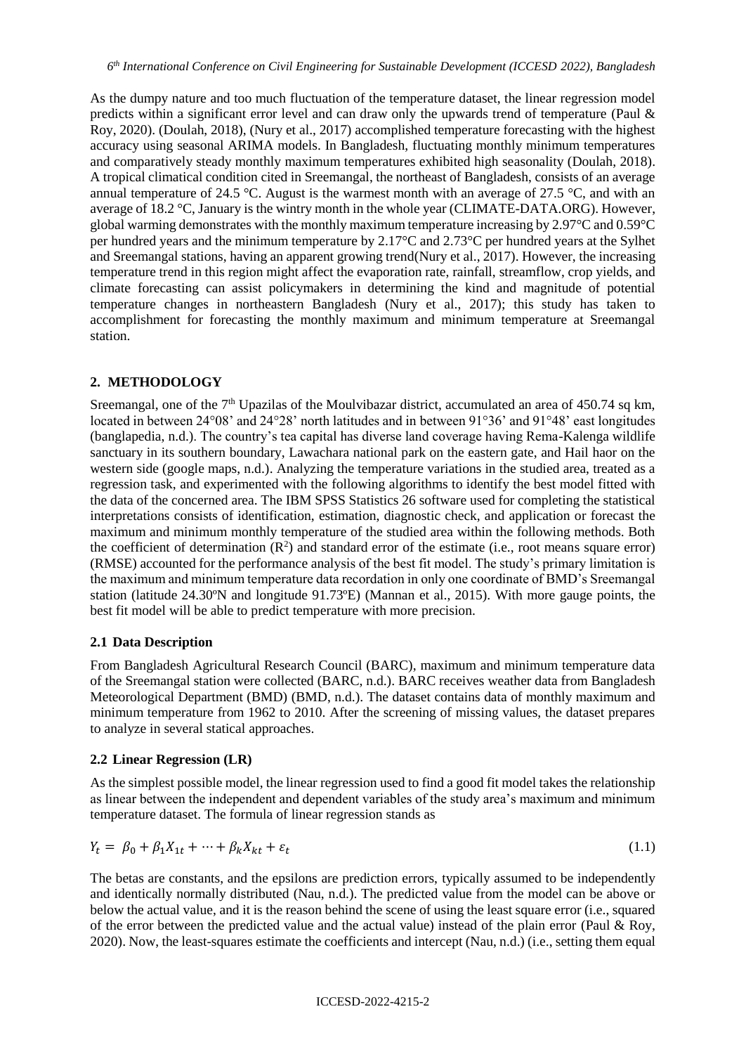As the dumpy nature and too much fluctuation of the temperature dataset, the linear regression model predicts within a significant error level and can draw only the upwards trend of temperature (Paul & Roy, 2020). (Doulah, 2018), (Nury et al., 2017) accomplished temperature forecasting with the highest accuracy using seasonal ARIMA models. In Bangladesh, fluctuating monthly minimum temperatures and comparatively steady monthly maximum temperatures exhibited high seasonality (Doulah, 2018). A tropical climatical condition cited in Sreemangal, the northeast of Bangladesh, consists of an average annual temperature of 24.5 °C. August is the warmest month with an average of 27.5 °C, and with an average of 18.2 °C, January is the wintry month in the whole year (CLIMATE-DATA.ORG). However, global warming demonstrates with the monthly maximum temperature increasing by 2.97°C and 0.59°C per hundred years and the minimum temperature by 2.17°C and 2.73°C per hundred years at the Sylhet and Sreemangal stations, having an apparent growing trend(Nury et al., 2017). However, the increasing temperature trend in this region might affect the evaporation rate, rainfall, streamflow, crop yields, and climate forecasting can assist policymakers in determining the kind and magnitude of potential temperature changes in northeastern Bangladesh (Nury et al., 2017); this study has taken to accomplishment for forecasting the monthly maximum and minimum temperature at Sreemangal station.

## 2. METHODOLOGY

Sreemangal, one of the 7th Upazilas of the Moulvibazar district, accumulated an area of 450.74 sq km, located in between 24°08' and 24°28' north latitudes and in between 91°36' and 91°48' east longitudes (banglapedia, n.d.). The country's tea capital has diverse land coverage having Rema-Kalenga wildlife sanctuary in its southern boundary, Lawachara national park on the eastern gate, and Hail haor on the western side (google maps, n.d.). Analyzing the temperature variations in the studied area, treated as a regression task, and experimented with the following algorithms to identify the best model fitted with the data of the concerned area. The IBM SPSS Statistics 26 software used for completing the statistical interpretations consists of identification, estimation, diagnostic check, and application or forecast the maximum and minimum monthly temperature of the studied area within the following methods. Both the coefficient of determination ($R^2$) and standard error of the estimate (i.e., root means square error) (RMSE) accounted for the performance analysis of the best fit model. The study's primary limitation is the maximum and minimum temperature data recordation in only one coordinate of BMD's Sreemangal station (latitude 24.30ºN and longitude 91.73ºE) (Mannan et al., 2015). With more gauge points, the best fit model will be able to predict temperature with more precision.

### 2.1 Data Description

From Bangladesh Agricultural Research Council (BARC), maximum and minimum temperature data of the Sreemangal station were collected (BARC, n.d.). BARC receives weather data from Bangladesh Meteorological Department (BMD) (BMD, n.d.). The dataset contains data of monthly maximum and minimum temperature from 1962 to 2010. After the screening of missing values, the dataset prepares to analyze in several statical approaches.

### 2.2 Linear Regression (LR)

As the simplest possible model, the linear regression used to find a good fit model takes the relationship as linear between the independent and dependent variables of the study area's maximum and minimum temperature dataset. The formula of linear regression stands as

$$Y_t = \beta_0 + \beta_1 X_{1t} + \cdots + \beta_k X_{kt} + \varepsilon_t \tag{1.1}$$

The betas are constants, and the epsilons are prediction errors, typically assumed to be independently and identically normally distributed (Nau, n.d.). The predicted value from the model can be above or below the actual value, and it is the reason behind the scene of using the least square error (i.e., squared of the error between the predicted value and the actual value) instead of the plain error (Paul & Roy, 2020). Now, the least-squares estimate the coefficients and intercept (Nau, n.d.) (i.e., setting them equal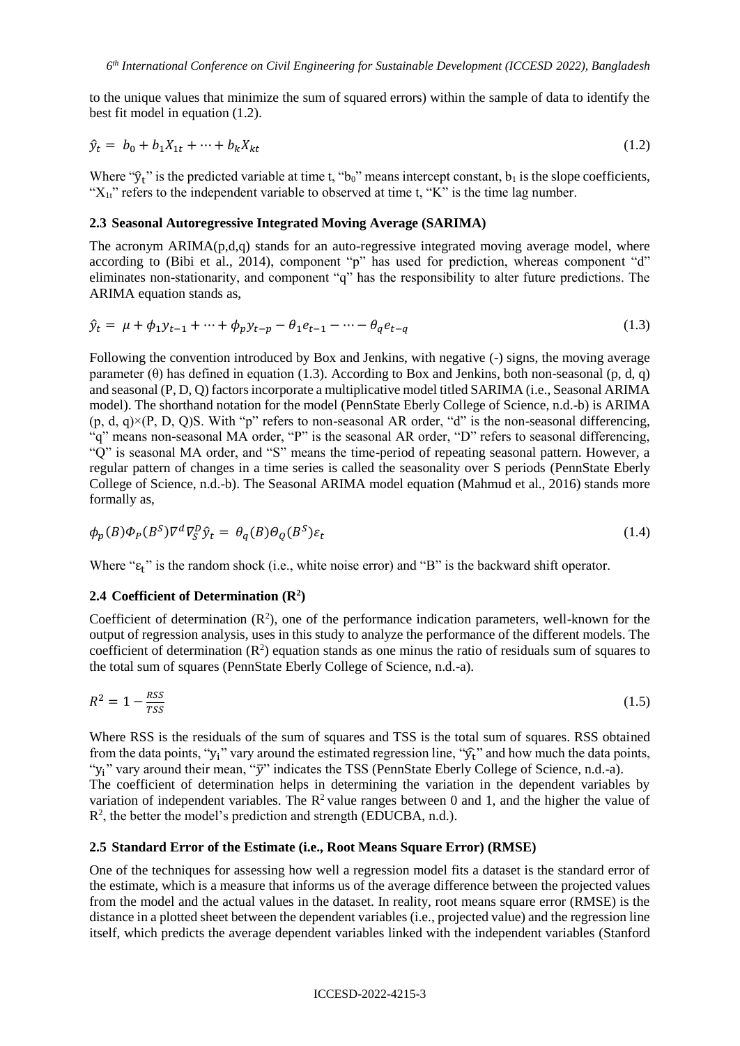to the unique values that minimize the sum of squared errors) within the sample of data to identify the best fit model in equation (1.2).

$$\hat{y}_t = b_0 + b_1 X_{1t} + \cdots + b_k X_{kt} \tag{1.2}$$

Where "$\hat{y}_t$" is the predicted variable at time t, "$b_0$" means intercept constant, $b_1$ is the slope coefficients, "$X_{1t}$" refers to the independent variable to observed at time t, "K" is the time lag number.

### 2.3 Seasonal Autoregressive Integrated Moving Average (SARIMA)

The acronym ARIMA(p,d,q) stands for an auto-regressive integrated moving average model, where according to (Bibi et al., 2014), component "p" has used for prediction, whereas component "d" eliminates non-stationarity, and component "q" has the responsibility to alter future predictions. The ARIMA equation stands as,

$$\hat{y}_t = \mu + \phi_1 y_{t-1} + \cdots + \phi_p y_{t-p} - \theta_1 e_{t-1} - \cdots - \theta_q e_{t-q} \tag{1.3}$$

Following the convention introduced by Box and Jenkins, with negative (-) signs, the moving average parameter (θ) has defined in equation (1.3). According to Box and Jenkins, both non-seasonal (p, d, q) and seasonal (P, D, Q) factors incorporate a multiplicative model titled SARIMA (i.e., Seasonal ARIMA model). The shorthand notation for the model (PennState Eberly College of Science, n.d.-b) is ARIMA (p, d, q)×(P, D, Q)S. With "p" refers to non-seasonal AR order, "d" is the non-seasonal differencing, "q" means non-seasonal MA order, "P" is the seasonal AR order, "D" refers to seasonal differencing, "Q" is seasonal MA order, and "S" means the time-period of repeating seasonal pattern. However, a regular pattern of changes in a time series is called the seasonality over S periods (PennState Eberly College of Science, n.d.-b). The Seasonal ARIMA model equation (Mahmud et al., 2016) stands more formally as,

$$\phi_p(B)\Phi_P(B^S)\nabla^d \nabla_S^D \hat{y}_t = \theta_q(B)\Theta_Q(B^S)\varepsilon_t \tag{1.4}$$

Where "$\varepsilon_t$" is the random shock (i.e., white noise error) and "B" is the backward shift operator.

### 2.4 Coefficient of Determination ($R^2$)

Coefficient of determination ($R^2$), one of the performance indication parameters, well-known for the output of regression analysis, uses in this study to analyze the performance of the different models. The coefficient of determination ($R^2$) equation stands as one minus the ratio of residuals sum of squares to the total sum of squares (PennState Eberly College of Science, n.d.-a).

$$R^2 = 1 - \frac{RSS}{TSS} \tag{1.5}$$

Where RSS is the residuals of the sum of squares and TSS is the total sum of squares. RSS obtained from the data points, "$y_i$" vary around the estimated regression line, "$\hat{y}_t$" and how much the data points, "$y_i$" vary around their mean, "$\bar{y}$" indicates the TSS (PennState Eberly College of Science, n.d.-a).

The coefficient of determination helps in determining the variation in the dependent variables by variation of independent variables. The $R^2$ value ranges between 0 and 1, and the higher the value of $R^2$, the better the model's prediction and strength (EDUCBA, n.d.).

### 2.5 Standard Error of the Estimate (i.e., Root Means Square Error) (RMSE)

One of the techniques for assessing how well a regression model fits a dataset is the standard error of the estimate, which is a measure that informs us of the average difference between the projected values from the model and the actual values in the dataset. In reality, root means square error (RMSE) is the distance in a plotted sheet between the dependent variables (i.e., projected value) and the regression line itself, which predicts the average dependent variables linked with the independent variables (Stanford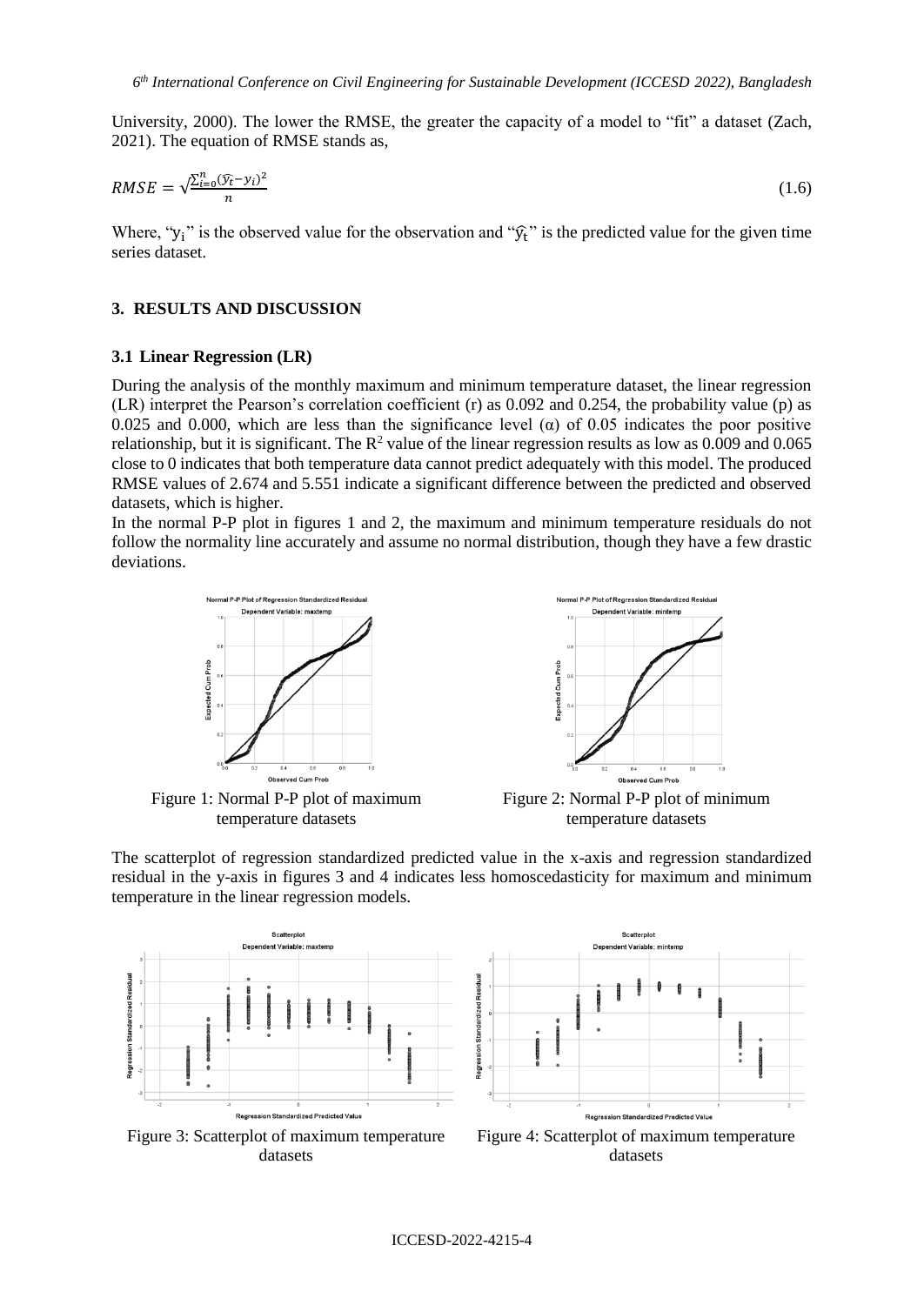University, 2000). The lower the RMSE, the greater the capacity of a model to "fit" a dataset (Zach, 2021). The equation of RMSE stands as,

$$RMSE = \sqrt{\frac{\sum_{i=0}^{n}(\hat{y}_t - y_i)^2}{n}} \tag{1.6}$$

Where, "$y_i$" is the observed value for the observation and "$\hat{y}_t$" is the predicted value for the given time series dataset.

## 3. RESULTS AND DISCUSSION

### 3.1 Linear Regression (LR)

During the analysis of the monthly maximum and minimum temperature dataset, the linear regression (LR) interpret the Pearson's correlation coefficient (r) as 0.092 and 0.254, the probability value (p) as 0.025 and 0.000, which are less than the significance level (α) of 0.05 indicates the poor positive relationship, but it is significant. The $R^2$ value of the linear regression results as low as 0.009 and 0.065 close to 0 indicates that both temperature data cannot predict adequately with this model. The produced RMSE values of 2.674 and 5.551 indicate a significant difference between the predicted and observed datasets, which is higher.

In the normal P-P plot in figures 1 and 2, the maximum and minimum temperature residuals do not follow the normality line accurately and assume no normal distribution, though they have a few drastic deviations.

Figure 1: Normal P-P plot of maximum temperature datasets

Figure 2: Normal P-P plot of minimum temperature datasets

The scatterplot of regression standardized predicted value in the x-axis and regression standardized residual in the y-axis in figures 3 and 4 indicates less homoscedasticity for maximum and minimum temperature in the linear regression models.

Figure 3: Scatterplot of maximum temperature datasets

Figure 4: Scatterplot of maximum temperature datasets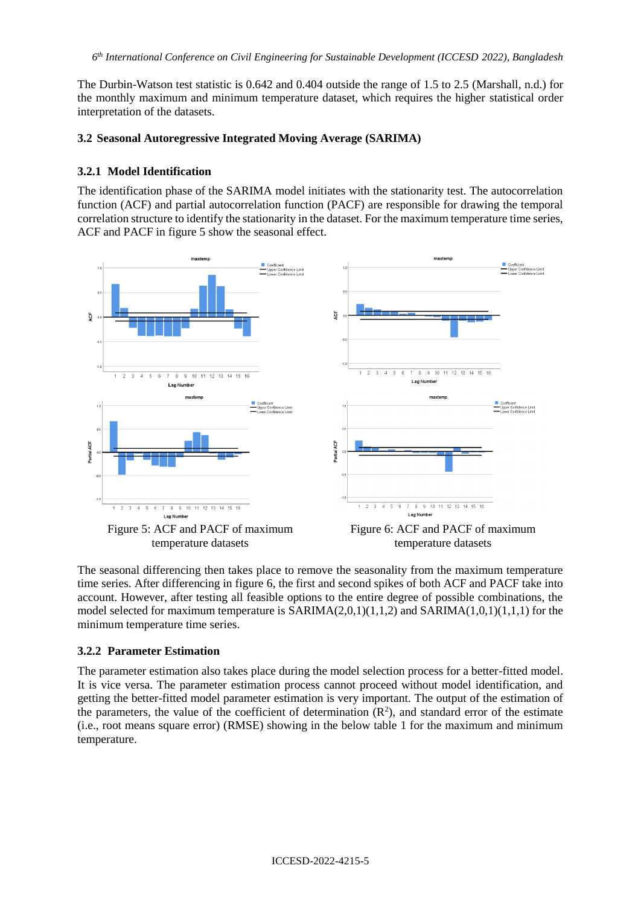The Durbin-Watson test statistic is 0.642 and 0.404 outside the range of 1.5 to 2.5 (Marshall, n.d.) for the monthly maximum and minimum temperature dataset, which requires the higher statistical order interpretation of the datasets.

### 3.2 Seasonal Autoregressive Integrated Moving Average (SARIMA)

#### 3.2.1 Model Identification

The identification phase of the SARIMA model initiates with the stationarity test. The autocorrelation function (ACF) and partial autocorrelation function (PACF) are responsible for drawing the temporal correlation structure to identify the stationarity in the dataset. For the maximum temperature time series, ACF and PACF in figure 5 show the seasonal effect.

Figure 5: ACF and PACF of maximum temperature datasets

Figure 6: ACF and PACF of maximum temperature datasets

The seasonal differencing then takes place to remove the seasonality from the maximum temperature time series. After differencing in figure 6, the first and second spikes of both ACF and PACF take into account. However, after testing all feasible options to the entire degree of possible combinations, the model selected for maximum temperature is SARIMA(2,0,1)(1,1,2) and SARIMA(1,0,1)(1,1,1) for the minimum temperature time series.

#### 3.2.2 Parameter Estimation

The parameter estimation also takes place during the model selection process for a better-fitted model. It is vice versa. The parameter estimation process cannot proceed without model identification, and getting the better-fitted model parameter estimation is very important. The output of the estimation of the parameters, the value of the coefficient of determination ($R^2$), and standard error of the estimate (i.e., root means square error) (RMSE) showing in the below table 1 for the maximum and minimum temperature.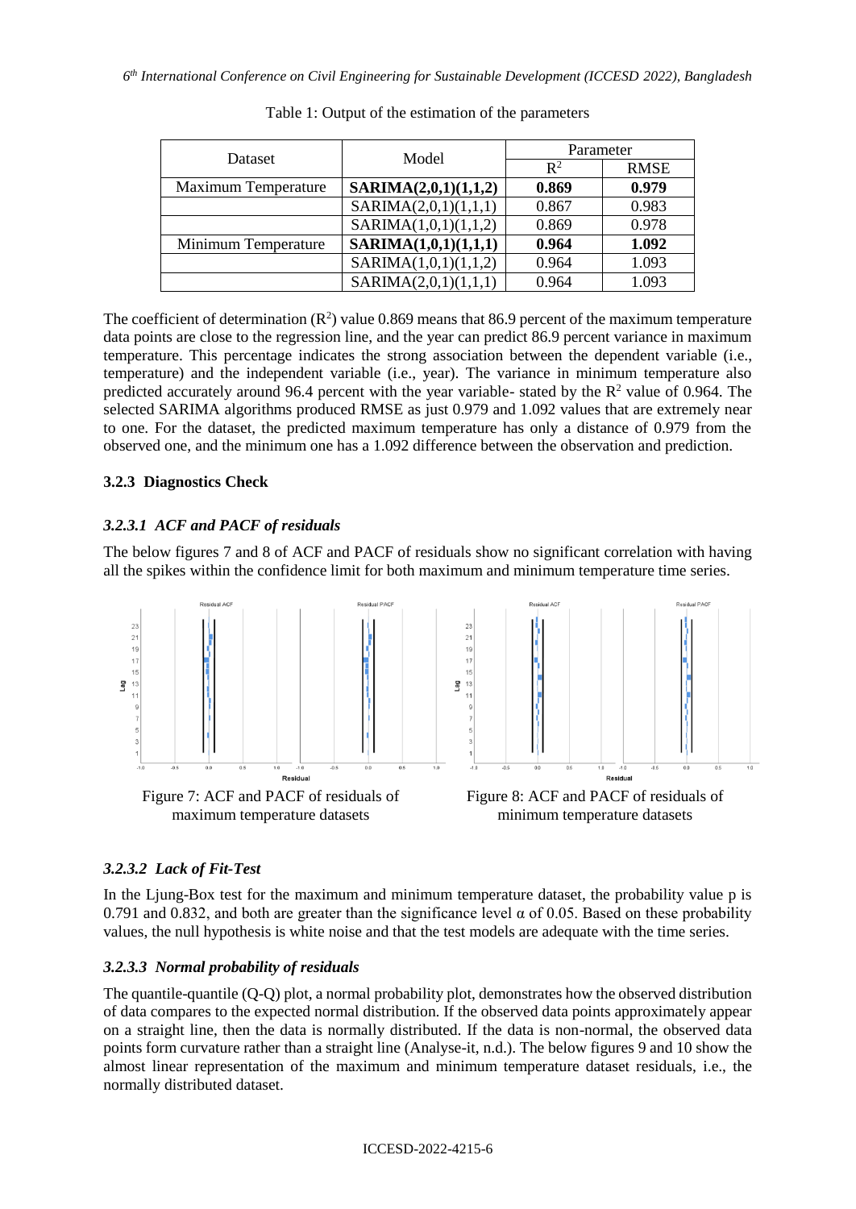Table 1: Output of the estimation of the parameters

| Dataset | Model | Parameter | |
|---|---|---|---|
| | | $R^2$ | RMSE |
| Maximum Temperature | **SARIMA(2,0,1)(1,1,2)** | **0.869** | **0.979** |
| | SARIMA(2,0,1)(1,1,1) | 0.867 | 0.983 |
| | SARIMA(1,0,1)(1,1,2) | 0.869 | 0.978 |
| Minimum Temperature | **SARIMA(1,0,1)(1,1,1)** | **0.964** | **1.092** |
| | SARIMA(1,0,1)(1,1,2) | 0.964 | 1.093 |
| | SARIMA(2,0,1)(1,1,1) | 0.964 | 1.093 |

The coefficient of determination ($R^2$) value 0.869 means that 86.9 percent of the maximum temperature data points are close to the regression line, and the year can predict 86.9 percent variance in maximum temperature. This percentage indicates the strong association between the dependent variable (i.e., temperature) and the independent variable (i.e., year). The variance in minimum temperature also predicted accurately around 96.4 percent with the year variable- stated by the $R^2$ value of 0.964. The selected SARIMA algorithms produced RMSE as just 0.979 and 1.092 values that are extremely near to one. For the dataset, the predicted maximum temperature has only a distance of 0.979 from the observed one, and the minimum one has a 1.092 difference between the observation and prediction.

### 3.2.3 Diagnostics Check

#### *3.2.3.1 ACF and PACF of residuals*

The below figures 7 and 8 of ACF and PACF of residuals show no significant correlation with having all the spikes within the confidence limit for both maximum and minimum temperature time series.

Figure 7: ACF and PACF of residuals of maximum temperature datasets

Figure 8: ACF and PACF of residuals of minimum temperature datasets

#### *3.2.3.2 Lack of Fit-Test*

In the Ljung-Box test for the maximum and minimum temperature dataset, the probability value p is 0.791 and 0.832, and both are greater than the significance level $\alpha$ of 0.05. Based on these probability values, the null hypothesis is white noise and that the test models are adequate with the time series.

#### *3.2.3.3 Normal probability of residuals*

The quantile-quantile (Q-Q) plot, a normal probability plot, demonstrates how the observed distribution of data compares to the expected normal distribution. If the observed data points approximately appear on a straight line, then the data is normally distributed. If the data is non-normal, the observed data points form curvature rather than a straight line (Analyse-it, n.d.). The below figures 9 and 10 show the almost linear representation of the maximum and minimum temperature dataset residuals, i.e., the normally distributed dataset.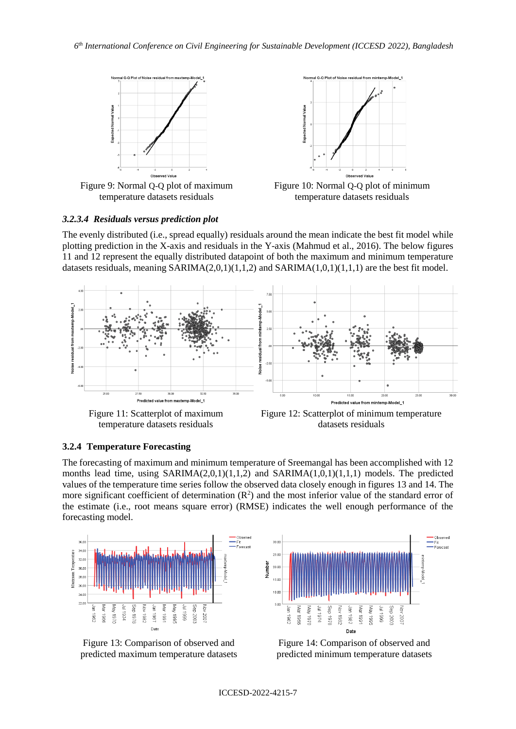Figure 9: Normal Q-Q plot of maximum temperature datasets residuals

Figure 10: Normal Q-Q plot of minimum temperature datasets residuals

#### *3.2.3.4 Residuals versus prediction plot*

The evenly distributed (i.e., spread equally) residuals around the mean indicate the best fit model while plotting prediction in the X-axis and residuals in the Y-axis (Mahmud et al., 2016). The below figures 11 and 12 represent the equally distributed datapoint of both the maximum and minimum temperature datasets residuals, meaning SARIMA(2,0,1)(1,1,2) and SARIMA(1,0,1)(1,1,1) are the best fit model.

Figure 11: Scatterplot of maximum temperature datasets residuals

Figure 12: Scatterplot of minimum temperature datasets residuals

### 3.2.4 Temperature Forecasting

The forecasting of maximum and minimum temperature of Sreemangal has been accomplished with 12 months lead time, using SARIMA(2,0,1)(1,1,2) and SARIMA(1,0,1)(1,1,1) models. The predicted values of the temperature time series follow the observed data closely enough in figures 13 and 14. The more significant coefficient of determination ($R^2$) and the most inferior value of the standard error of the estimate (i.e., root means square error) (RMSE) indicates the well enough performance of the forecasting model.

Figure 13: Comparison of observed and predicted maximum temperature datasets

Figure 14: Comparison of observed and predicted minimum temperature datasets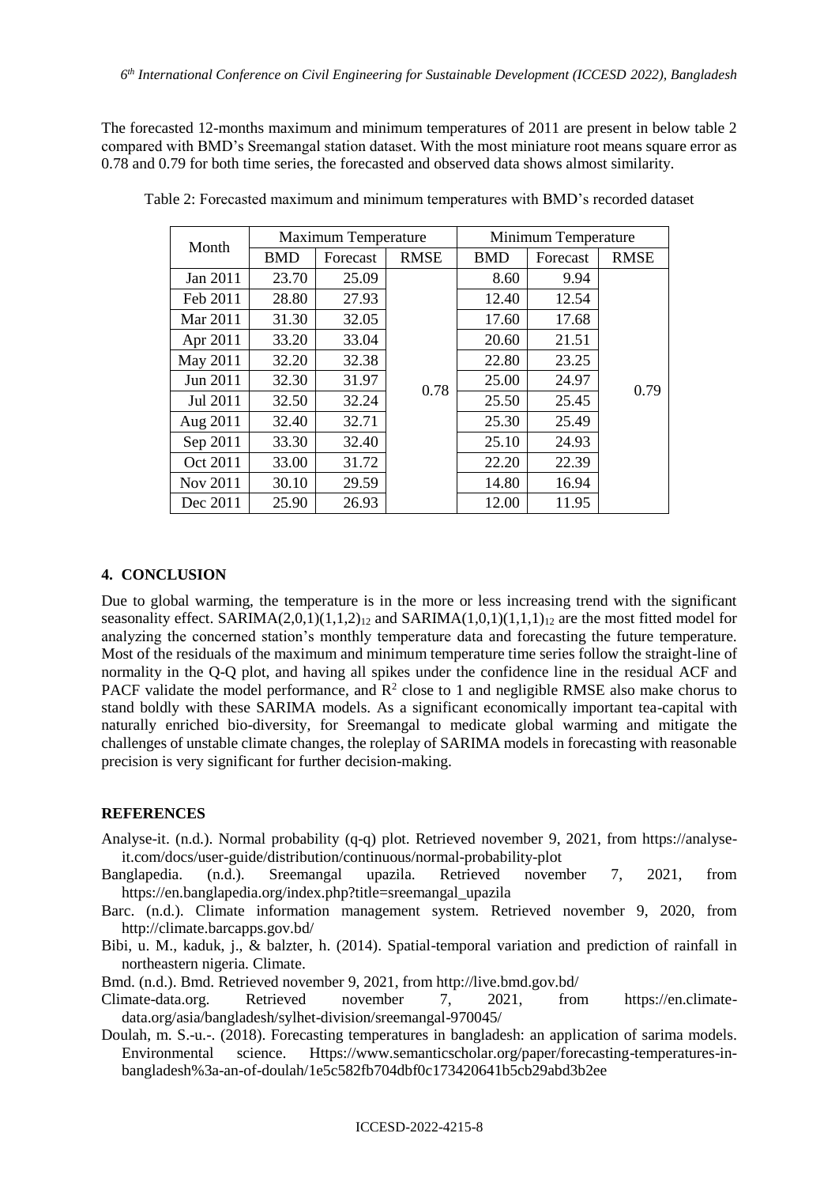The forecasted 12-months maximum and minimum temperatures of 2011 are present in below table 2 compared with BMD's Sreemangal station dataset. With the most miniature root means square error as 0.78 and 0.79 for both time series, the forecasted and observed data shows almost similarity.

Table 2: Forecasted maximum and minimum temperatures with BMD's recorded dataset

| Month | Maximum Temperature | | | Minimum Temperature | | |
|---|---|---|---|---|---|---|
| | BMD | Forecast | RMSE | BMD | Forecast | RMSE |
| Jan 2011 | 23.70 | 25.09 | 0.78 | 8.60 | 9.94 | 0.79 |
| Feb 2011 | 28.80 | 27.93 | | 12.40 | 12.54 | |
| Mar 2011 | 31.30 | 32.05 | | 17.60 | 17.68 | |
| Apr 2011 | 33.20 | 33.04 | | 20.60 | 21.51 | |
| May 2011 | 32.20 | 32.38 | | 22.80 | 23.25 | |
| Jun 2011 | 32.30 | 31.97 | | 25.00 | 24.97 | |
| Jul 2011 | 32.50 | 32.24 | | 25.50 | 25.45 | |
| Aug 2011 | 32.40 | 32.71 | | 25.30 | 25.49 | |
| Sep 2011 | 33.30 | 32.40 | | 25.10 | 24.93 | |
| Oct 2011 | 33.00 | 31.72 | | 22.20 | 22.39 | |
| Nov 2011 | 30.10 | 29.59 | | 14.80 | 16.94 | |
| Dec 2011 | 25.90 | 26.93 | | 12.00 | 11.95 | |

## 4. CONCLUSION

Due to global warming, the temperature is in the more or less increasing trend with the significant seasonality effect. SARIMA$(2,0,1)(1,1,2)_{12}$ and SARIMA$(1,0,1)(1,1,1)_{12}$ are the most fitted model for analyzing the concerned station's monthly temperature data and forecasting the future temperature. Most of the residuals of the maximum and minimum temperature time series follow the straight-line of normality in the Q-Q plot, and having all spikes under the confidence line in the residual ACF and PACF validate the model performance, and $R^2$ close to 1 and negligible RMSE also make chorus to stand boldly with these SARIMA models. As a significant economically important tea-capital with naturally enriched bio-diversity, for Sreemangal to medicate global warming and mitigate the challenges of unstable climate changes, the roleplay of SARIMA models in forecasting with reasonable precision is very significant for further decision-making.

## REFERENCES

Analyse-it. (n.d.). Normal probability (q-q) plot. Retrieved november 9, 2021, from https://analyse-it.com/docs/user-guide/distribution/continuous/normal-probability-plot

Banglapedia. (n.d.). Sreemangal upazila. Retrieved november 7, 2021, from https://en.banglapedia.org/index.php?title=sreemangal_upazila

Barc. (n.d.). Climate information management system. Retrieved november 9, 2020, from http://climate.barcapps.gov.bd/

Bibi, u. M., kaduk, j., & balzter, h. (2014). Spatial-temporal variation and prediction of rainfall in northeastern nigeria. Climate.

Bmd. (n.d.). Bmd. Retrieved november 9, 2021, from http://live.bmd.gov.bd/

Climate-data.org. Retrieved november 7, 2021, from https://en.climate-data.org/asia/bangladesh/sylhet-division/sreemangal-970045/

Doulah, m. S.-u.-. (2018). Forecasting temperatures in bangladesh: an application of sarima models. Environmental science. Https://www.semanticscholar.org/paper/forecasting-temperatures-in-bangladesh%3a-an-of-doulah/1e5c582fb704dbf0c173420641b5cb29abd3b2ee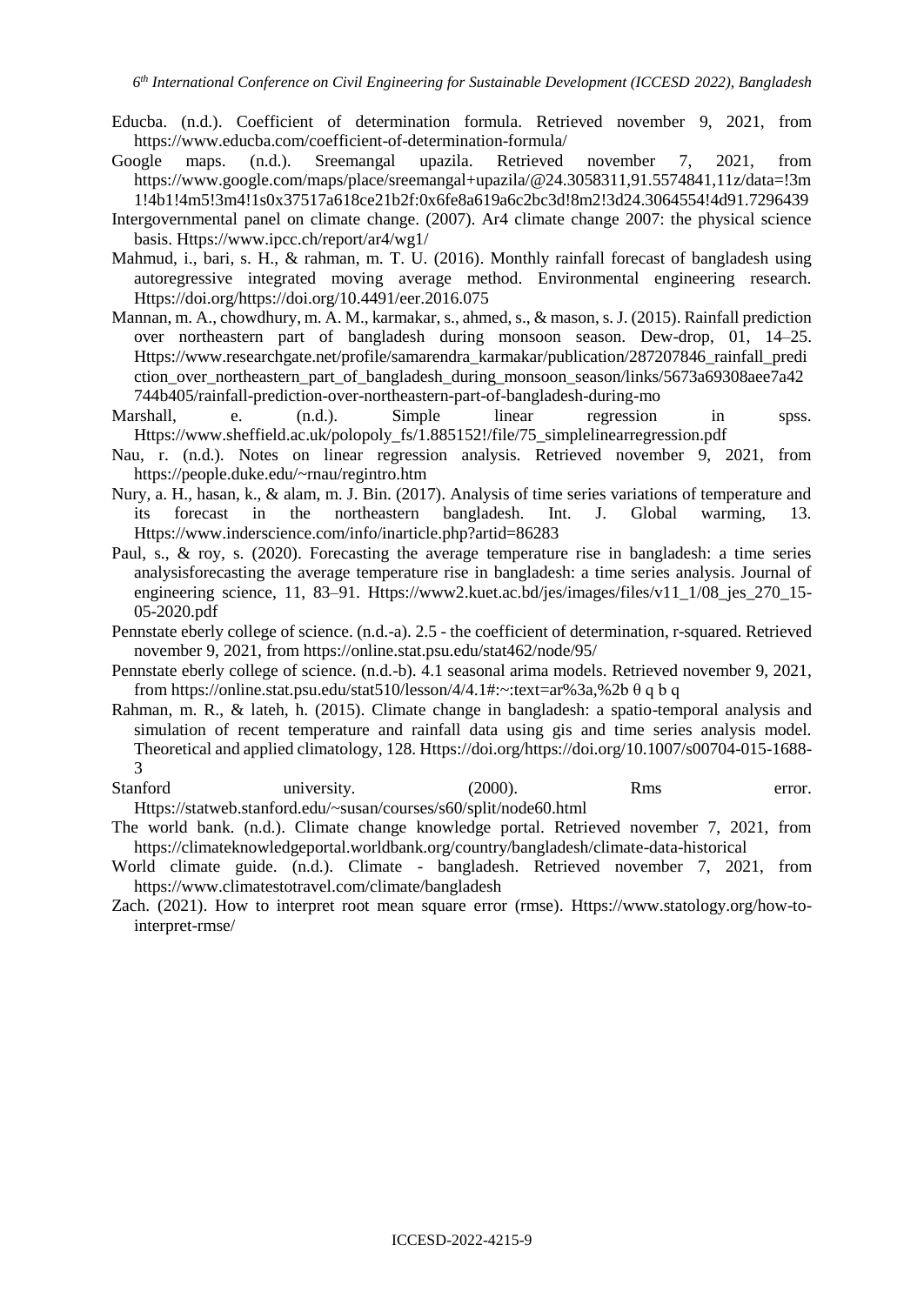Educba. (n.d.). Coefficient of determination formula. Retrieved november 9, 2021, from https://www.educba.com/coefficient-of-determination-formula/

Google maps. (n.d.). Sreemangal upazila. Retrieved november 7, 2021, from https://www.google.com/maps/place/sreemangal+upazila/@24.3058311,91.5574841,11z/data=!3m1!4b1!4m5!3m4!1s0x37517a618ce21b2f:0x6fe8a619a6c2bc3d!8m2!3d24.3064554!4d91.7296439

Intergovernmental panel on climate change. (2007). Ar4 climate change 2007: the physical science basis. Https://www.ipcc.ch/report/ar4/wg1/

Mahmud, i., bari, s. H., & rahman, m. T. U. (2016). Monthly rainfall forecast of bangladesh using autoregressive integrated moving average method. Environmental engineering research. Https://doi.org/https://doi.org/10.4491/eer.2016.075

Mannan, m. A., chowdhury, m. A. M., karmakar, s., ahmed, s., & mason, s. J. (2015). Rainfall prediction over northeastern part of bangladesh during monsoon season. Dew-drop, 01, 14–25. Https://www.researchgate.net/profile/samarendra_karmakar/publication/287207846_rainfall_prediction_over_northeastern_part_of_bangladesh_during_monsoon_season/links/5673a69308aee7a42744b405/rainfall-prediction-over-northeastern-part-of-bangladesh-during-mo

Marshall, e. (n.d.). Simple linear regression in spss. Https://www.sheffield.ac.uk/polopoly_fs/1.885152!/file/75_simplelinearregression.pdf

Nau, r. (n.d.). Notes on linear regression analysis. Retrieved november 9, 2021, from https://people.duke.edu/~rnau/regintro.htm

Nury, a. H., hasan, k., & alam, m. J. Bin. (2017). Analysis of time series variations of temperature and its forecast in the northeastern bangladesh. Int. J. Global warming, 13. Https://www.inderscience.com/info/inarticle.php?artid=86283

Paul, s., & roy, s. (2020). Forecasting the average temperature rise in bangladesh: a time series analysisforecasting the average temperature rise in bangladesh: a time series analysis. Journal of engineering science, 11, 83–91. Https://www2.kuet.ac.bd/jes/images/files/v11_1/08_jes_270_15-05-2020.pdf

Pennstate eberly college of science. (n.d.-a). 2.5 - the coefficient of determination, r-squared. Retrieved november 9, 2021, from https://online.stat.psu.edu/stat462/node/95/

Pennstate eberly college of science. (n.d.-b). 4.1 seasonal arima models. Retrieved november 9, 2021, from https://online.stat.psu.edu/stat510/lesson/4/4.1#:~:text=ar%3a,%2b θ q b q

Rahman, m. R., & lateh, h. (2015). Climate change in bangladesh: a spatio-temporal analysis and simulation of recent temperature and rainfall data using gis and time series analysis model. Theoretical and applied climatology, 128. Https://doi.org/https://doi.org/10.1007/s00704-015-1688-3

Stanford university. (2000). Rms error. Https://statweb.stanford.edu/~susan/courses/s60/split/node60.html

The world bank. (n.d.). Climate change knowledge portal. Retrieved november 7, 2021, from https://climateknowledgeportal.worldbank.org/country/bangladesh/climate-data-historical

World climate guide. (n.d.). Climate - bangladesh. Retrieved november 7, 2021, from https://www.climatestotravel.com/climate/bangladesh

Zach. (2021). How to interpret root mean square error (rmse). Https://www.statology.org/how-to-interpret-rmse/